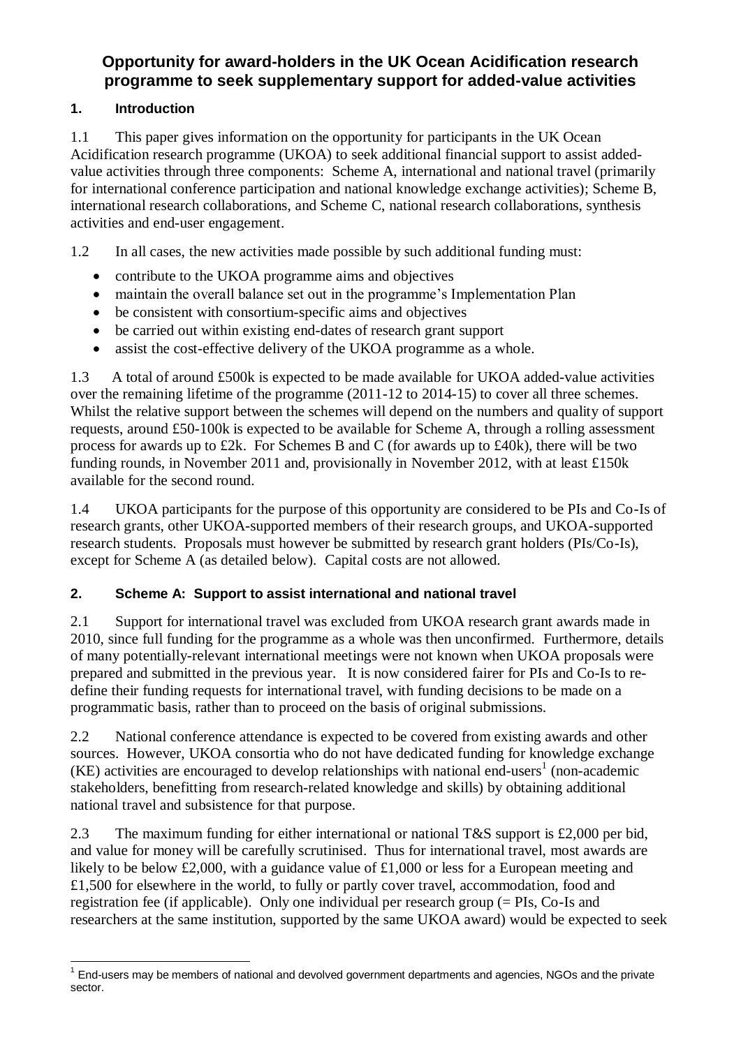# Opportunity for award-holders in the UK Ocean Acidification research programme to seek supplementary support for added-value activities

## 1. Introduction

1.1 This paper gives information on the opportunity for participants in the UK Ocean Acidification research programme (UKOA) to seek additional financial support to assist added-value activities through three components: Scheme A, international and national travel (primarily for international conference participation and national knowledge exchange activities); Scheme B, international research collaborations, and Scheme C, national research collaborations, synthesis activities and end-user engagement.

1.2 In all cases, the new activities made possible by such additional funding must:

- contribute to the UKOA programme aims and objectives
- maintain the overall balance set out in the programme's Implementation Plan
- be consistent with consortium-specific aims and objectives
- be carried out within existing end-dates of research grant support
- assist the cost-effective delivery of the UKOA programme as a whole.

1.3 A total of around £500k is expected to be made available for UKOA added-value activities over the remaining lifetime of the programme (2011-12 to 2014-15) to cover all three schemes. Whilst the relative support between the schemes will depend on the numbers and quality of support requests, around £50-100k is expected to be available for Scheme A, through a rolling assessment process for awards up to £2k. For Schemes B and C (for awards up to £40k), there will be two funding rounds, in November 2011 and, provisionally in November 2012, with at least £150k available for the second round.

1.4 UKOA participants for the purpose of this opportunity are considered to be PIs and Co-Is of research grants, other UKOA-supported members of their research groups, and UKOA-supported research students. Proposals must however be submitted by research grant holders (PIs/Co-Is), except for Scheme A (as detailed below). Capital costs are not allowed.

## 2. Scheme A: Support to assist international and national travel

2.1 Support for international travel was excluded from UKOA research grant awards made in 2010, since full funding for the programme as a whole was then unconfirmed. Furthermore, details of many potentially-relevant international meetings were not known when UKOA proposals were prepared and submitted in the previous year. It is now considered fairer for PIs and Co-Is to re-define their funding requests for international travel, with funding decisions to be made on a programmatic basis, rather than to proceed on the basis of original submissions.

2.2 National conference attendance is expected to be covered from existing awards and other sources. However, UKOA consortia who do not have dedicated funding for knowledge exchange (KE) activities are encouraged to develop relationships with national end-users[1] (non-academic stakeholders, benefitting from research-related knowledge and skills) by obtaining additional national travel and subsistence for that purpose.

2.3 The maximum funding for either international or national T&S support is £2,000 per bid, and value for money will be carefully scrutinised. Thus for international travel, most awards are likely to be below £2,000, with a guidance value of £1,000 or less for a European meeting and £1,500 for elsewhere in the world, to fully or partly cover travel, accommodation, food and registration fee (if applicable). Only one individual per research group (= PIs, Co-Is and researchers at the same institution, supported by the same UKOA award) would be expected to seek

[1] End-users may be members of national and devolved government departments and agencies, NGOs and the private sector.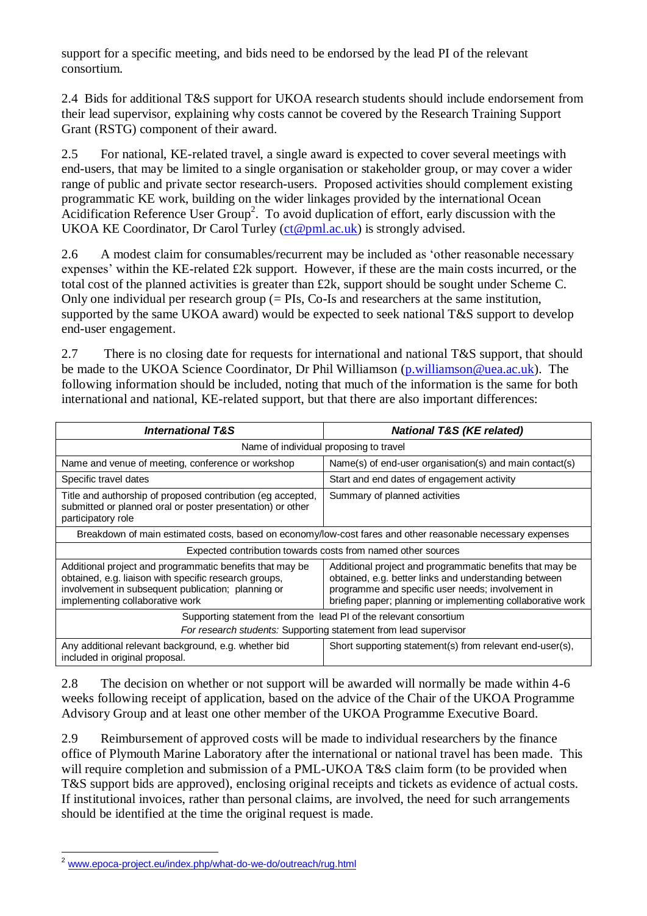support for a specific meeting, and bids need to be endorsed by the lead PI of the relevant consortium.

2.4 Bids for additional T&S support for UKOA research students should include endorsement from their lead supervisor, explaining why costs cannot be covered by the Research Training Support Grant (RSTG) component of their award.

2.5 For national, KE-related travel, a single award is expected to cover several meetings with end-users, that may be limited to a single organisation or stakeholder group, or may cover a wider range of public and private sector research-users. Proposed activities should complement existing programmatic KE work, building on the wider linkages provided by the international Ocean Acidification Reference User Group[2]. To avoid duplication of effort, early discussion with the UKOA KE Coordinator, Dr Carol Turley (ct@pml.ac.uk) is strongly advised.

2.6 A modest claim for consumables/recurrent may be included as 'other reasonable necessary expenses' within the KE-related £2k support. However, if these are the main costs incurred, or the total cost of the planned activities is greater than £2k, support should be sought under Scheme C. Only one individual per research group (= PIs, Co-Is and researchers at the same institution, supported by the same UKOA award) would be expected to seek national T&S support to develop end-user engagement.

2.7 There is no closing date for requests for international and national T&S support, that should be made to the UKOA Science Coordinator, Dr Phil Williamson (p.williamson@uea.ac.uk). The following information should be included, noting that much of the information is the same for both international and national, KE-related support, but that there are also important differences:

| ***International T&S*** | ***National T&S (KE related)*** |
|---|---|
| Name of individual proposing to travel | |
| Name and venue of meeting, conference or workshop | Name(s) of end-user organisation(s) and main contact(s) |
| Specific travel dates | Start and end dates of engagement activity |
| Title and authorship of proposed contribution (eg accepted, submitted or planned oral or poster presentation) or other participatory role | Summary of planned activities |
| Breakdown of main estimated costs, based on economy/low-cost fares and other reasonable necessary expenses | |
| Expected contribution towards costs from named other sources | |
| Additional project and programmatic benefits that may be obtained, e.g. liaison with specific research groups, involvement in subsequent publication; planning or implementing collaborative work | Additional project and programmatic benefits that may be obtained, e.g. better links and understanding between programme and specific user needs; involvement in briefing paper; planning or implementing collaborative work |
| Supporting statement from the lead PI of the relevant consortium<br>*For research students:* Supporting statement from lead supervisor | |
| Any additional relevant background, e.g. whether bid included in original proposal. | Short supporting statement(s) from relevant end-user(s), |

2.8 The decision on whether or not support will be awarded will normally be made within 4-6 weeks following receipt of application, based on the advice of the Chair of the UKOA Programme Advisory Group and at least one other member of the UKOA Programme Executive Board.

2.9 Reimbursement of approved costs will be made to individual researchers by the finance office of Plymouth Marine Laboratory after the international or national travel has been made. This will require completion and submission of a PML-UKOA T&S claim form (to be provided when T&S support bids are approved), enclosing original receipts and tickets as evidence of actual costs. If institutional invoices, rather than personal claims, are involved, the need for such arrangements should be identified at the time the original request is made.

---

[2] www.epoca-project.eu/index.php/what-do-we-do/outreach/rug.html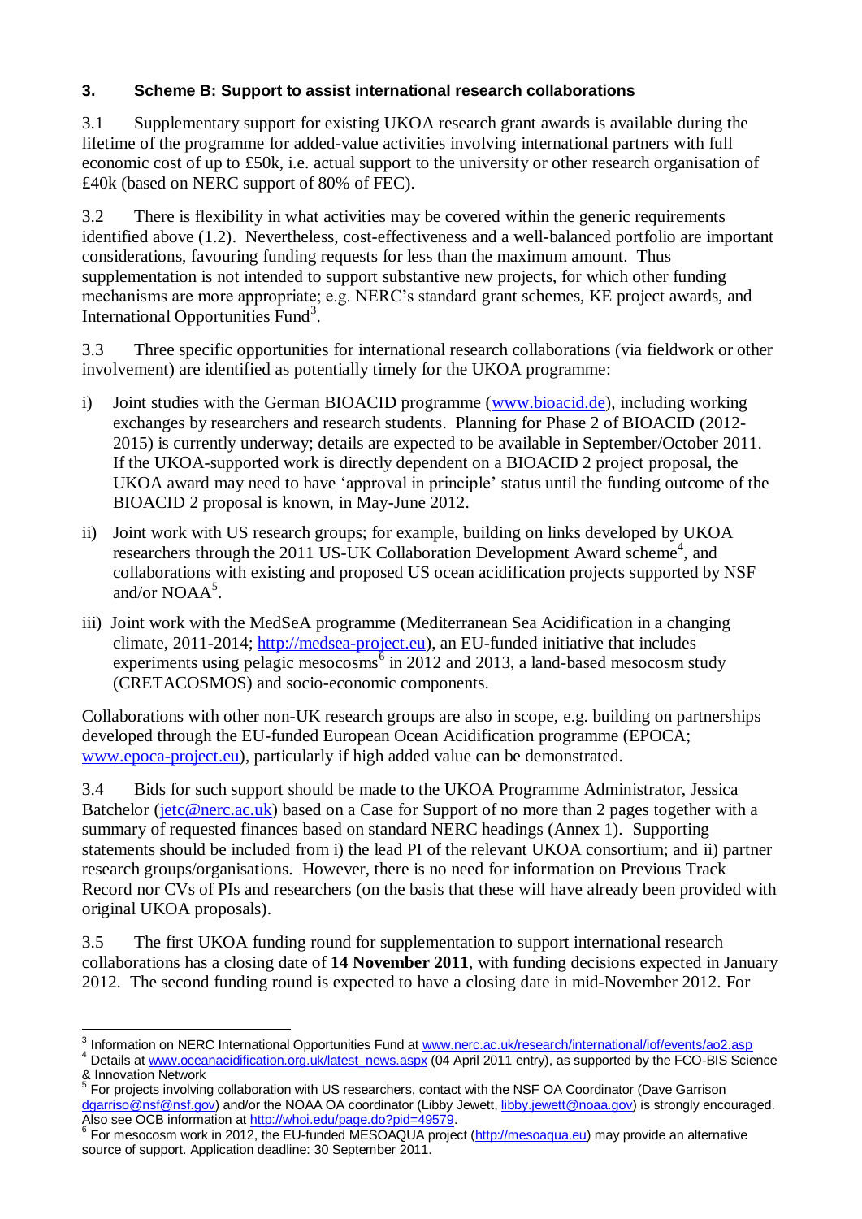### 3. Scheme B: Support to assist international research collaborations

3.1 Supplementary support for existing UKOA research grant awards is available during the lifetime of the programme for added-value activities involving international partners with full economic cost of up to £50k, i.e. actual support to the university or other research organisation of £40k (based on NERC support of 80% of FEC).

3.2 There is flexibility in what activities may be covered within the generic requirements identified above (1.2). Nevertheless, cost-effectiveness and a well-balanced portfolio are important considerations, favouring funding requests for less than the maximum amount. Thus supplementation is not intended to support substantive new projects, for which other funding mechanisms are more appropriate; e.g. NERC's standard grant schemes, KE project awards, and International Opportunities Fund[3].

3.3 Three specific opportunities for international research collaborations (via fieldwork or other involvement) are identified as potentially timely for the UKOA programme:

i) Joint studies with the German BIOACID programme (www.bioacid.de), including working exchanges by researchers and research students. Planning for Phase 2 of BIOACID (2012-2015) is currently underway; details are expected to be available in September/October 2011. If the UKOA-supported work is directly dependent on a BIOACID 2 project proposal, the UKOA award may need to have 'approval in principle' status until the funding outcome of the BIOACID 2 proposal is known, in May-June 2012.

ii) Joint work with US research groups; for example, building on links developed by UKOA researchers through the 2011 US-UK Collaboration Development Award scheme[4], and collaborations with existing and proposed US ocean acidification projects supported by NSF and/or NOAA[5].

iii) Joint work with the MedSeA programme (Mediterranean Sea Acidification in a changing climate, 2011-2014; http://medsea-project.eu), an EU-funded initiative that includes experiments using pelagic mesocosms[6] in 2012 and 2013, a land-based mesocosm study (CRETACOSMOS) and socio-economic components.

Collaborations with other non-UK research groups are also in scope, e.g. building on partnerships developed through the EU-funded European Ocean Acidification programme (EPOCA; www.epoca-project.eu), particularly if high added value can be demonstrated.

3.4 Bids for such support should be made to the UKOA Programme Administrator, Jessica Batchelor (jetc@nerc.ac.uk) based on a Case for Support of no more than 2 pages together with a summary of requested finances based on standard NERC headings (Annex 1). Supporting statements should be included from i) the lead PI of the relevant UKOA consortium; and ii) partner research groups/organisations. However, there is no need for information on Previous Track Record nor CVs of PIs and researchers (on the basis that these will have already been provided with original UKOA proposals).

3.5 The first UKOA funding round for supplementation to support international research collaborations has a closing date of **14 November 2011**, with funding decisions expected in January 2012. The second funding round is expected to have a closing date in mid-November 2012. For

---

[3] Information on NERC International Opportunities Fund at www.nerc.ac.uk/research/international/iof/events/ao2.asp

[4] Details at www.oceanacidification.org.uk/latest_news.aspx (04 April 2011 entry), as supported by the FCO-BIS Science & Innovation Network

[5] For projects involving collaboration with US researchers, contact with the NSF OA Coordinator (Dave Garrison dgarriso@nsf@nsf.gov) and/or the NOAA OA coordinator (Libby Jewett, libby.jewett@noaa.gov) is strongly encouraged. Also see OCB information at http://whoi.edu/page.do?pid=49579.

[6] For mesocosm work in 2012, the EU-funded MESOAQUA project (http://mesoaqua.eu) may provide an alternative source of support. Application deadline: 30 September 2011.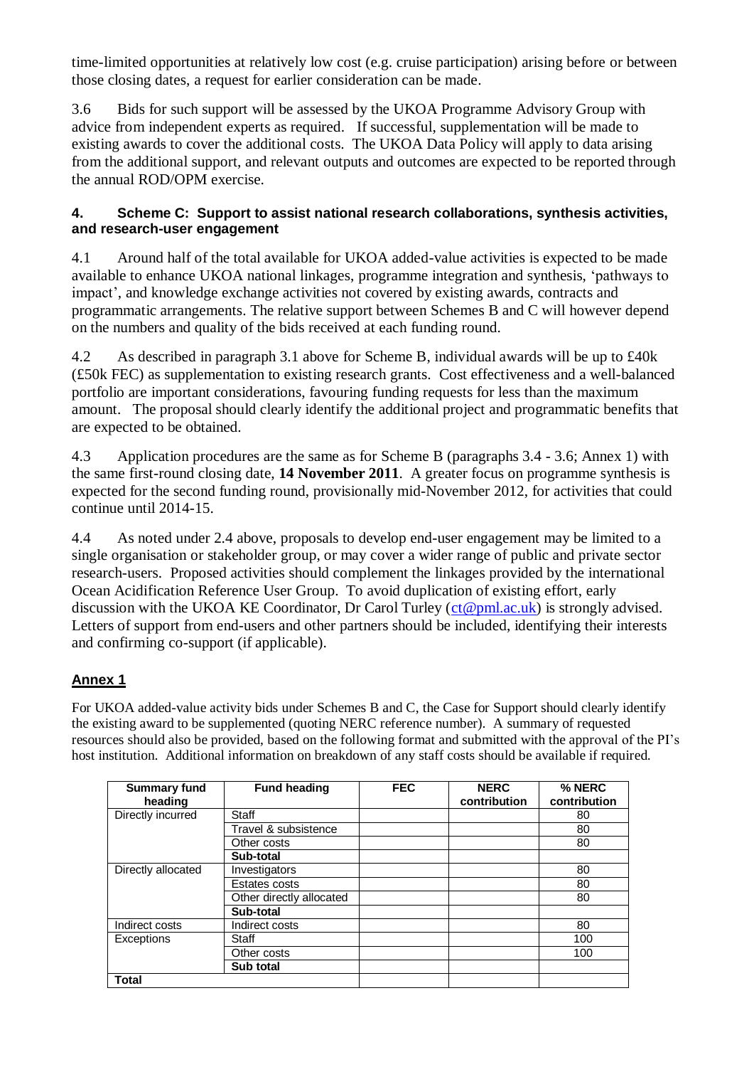time-limited opportunities at relatively low cost (e.g. cruise participation) arising before or between those closing dates, a request for earlier consideration can be made.

3.6 Bids for such support will be assessed by the UKOA Programme Advisory Group with advice from independent experts as required. If successful, supplementation will be made to existing awards to cover the additional costs. The UKOA Data Policy will apply to data arising from the additional support, and relevant outputs and outcomes are expected to be reported through the annual ROD/OPM exercise.

#### 4. Scheme C: Support to assist national research collaborations, synthesis activities, and research-user engagement

4.1 Around half of the total available for UKOA added-value activities is expected to be made available to enhance UKOA national linkages, programme integration and synthesis, 'pathways to impact', and knowledge exchange activities not covered by existing awards, contracts and programmatic arrangements. The relative support between Schemes B and C will however depend on the numbers and quality of the bids received at each funding round.

4.2 As described in paragraph 3.1 above for Scheme B, individual awards will be up to £40k (£50k FEC) as supplementation to existing research grants. Cost effectiveness and a well-balanced portfolio are important considerations, favouring funding requests for less than the maximum amount. The proposal should clearly identify the additional project and programmatic benefits that are expected to be obtained.

4.3 Application procedures are the same as for Scheme B (paragraphs 3.4 - 3.6; Annex 1) with the same first-round closing date, **14 November 2011**. A greater focus on programme synthesis is expected for the second funding round, provisionally mid-November 2012, for activities that could continue until 2014-15.

4.4 As noted under 2.4 above, proposals to develop end-user engagement may be limited to a single organisation or stakeholder group, or may cover a wider range of public and private sector research-users. Proposed activities should complement the linkages provided by the international Ocean Acidification Reference User Group. To avoid duplication of existing effort, early discussion with the UKOA KE Coordinator, Dr Carol Turley (ct@pml.ac.uk) is strongly advised. Letters of support from end-users and other partners should be included, identifying their interests and confirming co-support (if applicable).

## Annex 1

For UKOA added-value activity bids under Schemes B and C, the Case for Support should clearly identify the existing award to be supplemented (quoting NERC reference number). A summary of requested resources should also be provided, based on the following format and submitted with the approval of the PI's host institution. Additional information on breakdown of any staff costs should be available if required.

| Summary fund heading | Fund heading | FEC | NERC contribution | % NERC contribution |
|---|---|---|---|---|
| Directly incurred | Staff | | | 80 |
| | Travel & subsistence | | | 80 |
| | Other costs | | | 80 |
| | **Sub-total** | | | |
| Directly allocated | Investigators | | | 80 |
| | Estates costs | | | 80 |
| | Other directly allocated | | | 80 |
| | **Sub-total** | | | |
| Indirect costs | Indirect costs | | | 80 |
| Exceptions | Staff | | | 100 |
| | Other costs | | | 100 |
| | **Sub total** | | | |
| **Total** | | | | |